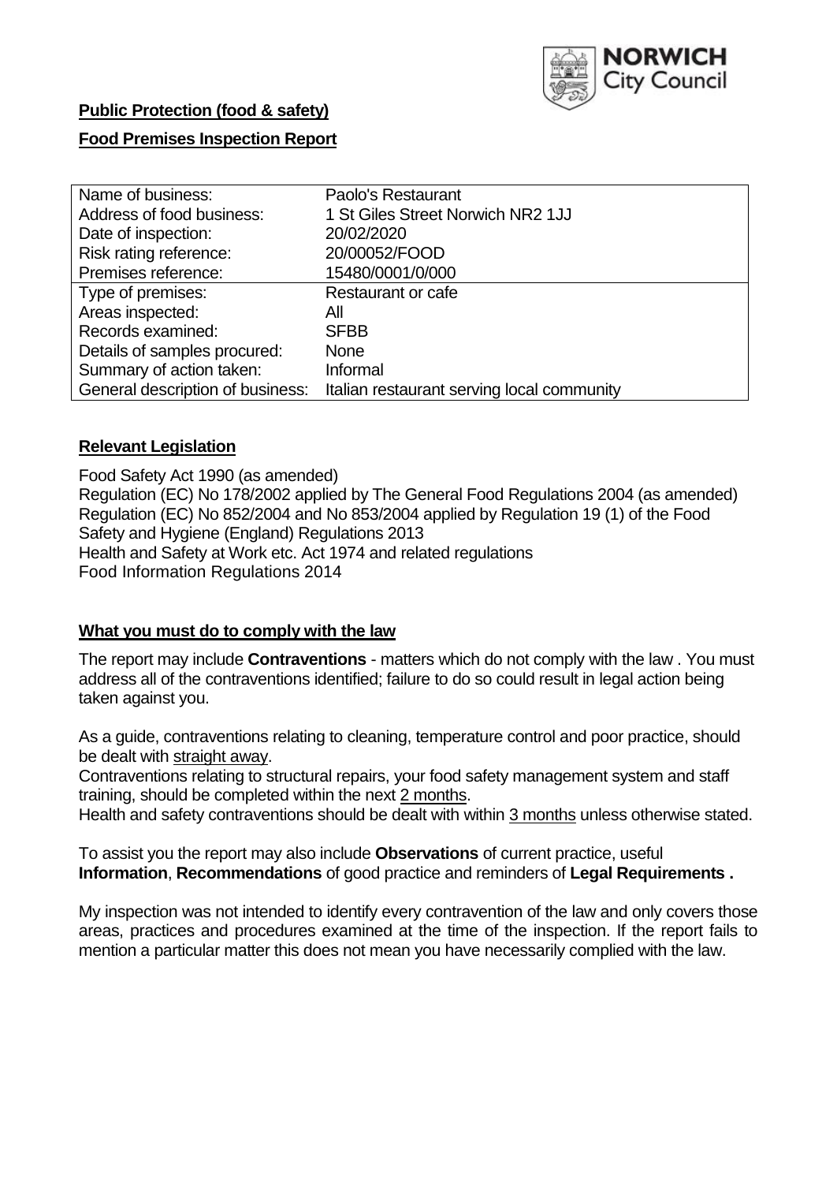**Public Protection (food & safety)**

**Food Premises Inspection Report**

| Name of business: | Paolo's Restaurant |
|---|---|
| Address of food business: | 1 St Giles Street Norwich NR2 1JJ |
| Date of inspection: | 20/02/2020 |
| Risk rating reference: | 20/00052/FOOD |
| Premises reference: | 15480/0001/0/000 |
| Type of premises: | Restaurant or cafe |
| Areas inspected: | All |
| Records examined: | SFBB |
| Details of samples procured: | None |
| Summary of action taken: | Informal |
| General description of business: | Italian restaurant serving local community |

## Relevant Legislation

Food Safety Act 1990 (as amended)
Regulation (EC) No 178/2002 applied by The General Food Regulations 2004 (as amended)
Regulation (EC) No 852/2004 and No 853/2004 applied by Regulation 19 (1) of the Food Safety and Hygiene (England) Regulations 2013
Health and Safety at Work etc. Act 1974 and related regulations
Food Information Regulations 2014

## What you must do to comply with the law

The report may include **Contraventions** - matters which do not comply with the law . You must address all of the contraventions identified; failure to do so could result in legal action being taken against you.

As a guide, contraventions relating to cleaning, temperature control and poor practice, should be dealt with straight away.

Contraventions relating to structural repairs, your food safety management system and staff training, should be completed within the next 2 months.

Health and safety contraventions should be dealt with within 3 months unless otherwise stated.

To assist you the report may also include **Observations** of current practice, useful **Information**, **Recommendations** of good practice and reminders of **Legal Requirements .**

My inspection was not intended to identify every contravention of the law and only covers those areas, practices and procedures examined at the time of the inspection. If the report fails to mention a particular matter this does not mean you have necessarily complied with the law.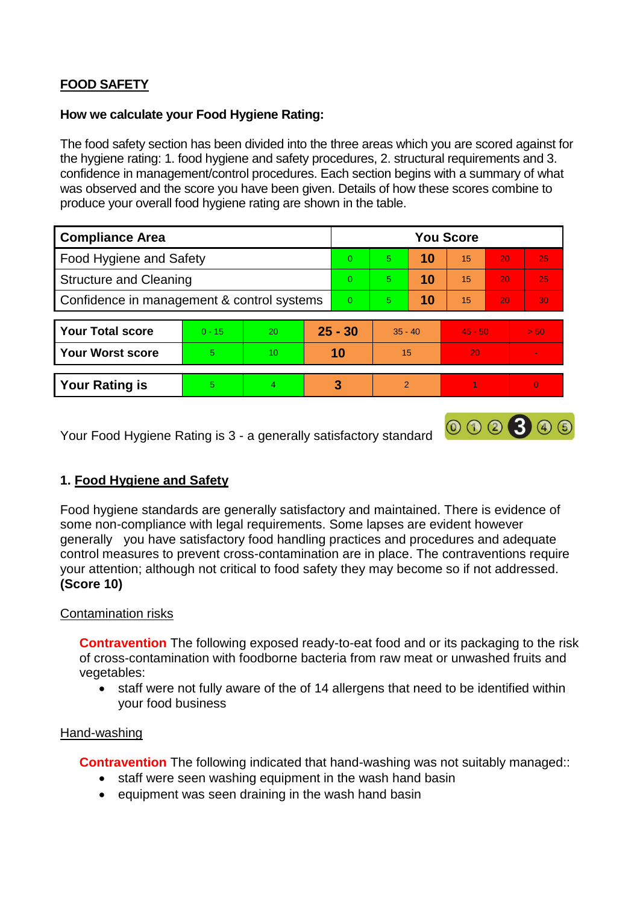## FOOD SAFETY

**How we calculate your Food Hygiene Rating:**

The food safety section has been divided into the three areas which you are scored against for the hygiene rating: 1. food hygiene and safety procedures, 2. structural requirements and 3. confidence in management/control procedures. Each section begins with a summary of what was observed and the score you have been given. Details of how these scores combine to produce your overall food hygiene rating are shown in the table.

| Compliance Area | You Score | | | | | |
|---|---|---|---|---|---|---|
| Food Hygiene and Safety | 0 | 5 | **10** | 15 | 20 | 25 |
| Structure and Cleaning | 0 | 5 | **10** | 15 | 20 | 25 |
| Confidence in management & control systems | 0 | 5 | **10** | 15 | 20 | 30 |

| | | | | | | |
|---|---|---|---|---|---|---|
| **Your Total score** | 0 - 15 | 20 | **25 - 30** | 35 - 40 | 45 - 50 | > 50 |
| **Your Worst score** | 5 | 10 | **10** | 15 | 20 | - |

| | | | | | | |
|---|---|---|---|---|---|---|
| **Your Rating is** | 5 | 4 | **3** | 2 | 1 | 0 |

Your Food Hygiene Rating is 3 - a generally satisfactory standard

### 1. Food Hygiene and Safety

Food hygiene standards are generally satisfactory and maintained. There is evidence of some non-compliance with legal requirements. Some lapses are evident however generally you have satisfactory food handling practices and procedures and adequate control measures to prevent cross-contamination are in place. The contraventions require your attention; although not critical to food safety they may become so if not addressed. **(Score 10)**

Contamination risks

**Contravention** The following exposed ready-to-eat food and or its packaging to the risk of cross-contamination with foodborne bacteria from raw meat or unwashed fruits and vegetables:

- staff were not fully aware of the of 14 allergens that need to be identified within your food business

Hand-washing

**Contravention** The following indicated that hand-washing was not suitably managed::

- staff were seen washing equipment in the wash hand basin
- equipment was seen draining in the wash hand basin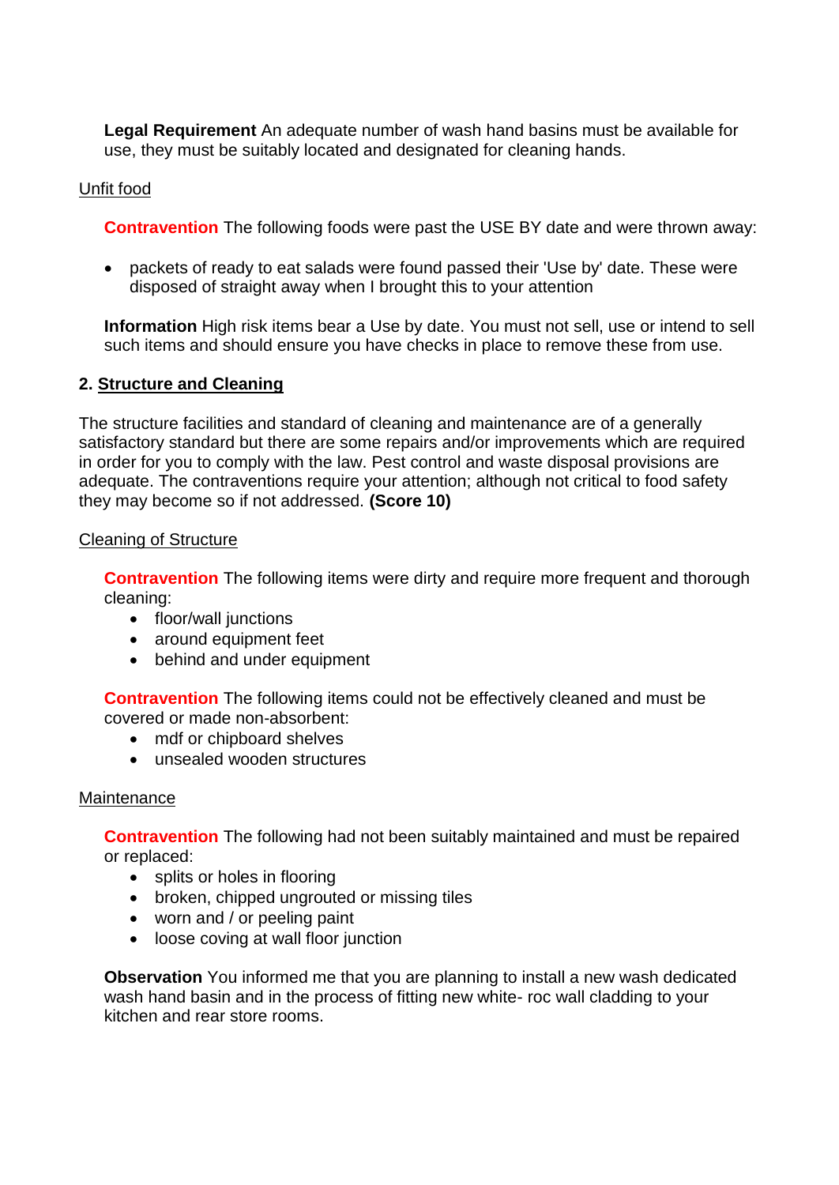**Legal Requirement** An adequate number of wash hand basins must be available for use, they must be suitably located and designated for cleaning hands.

Unfit food

**Contravention** The following foods were past the USE BY date and were thrown away:

- packets of ready to eat salads were found passed their 'Use by' date. These were disposed of straight away when I brought this to your attention

**Information** High risk items bear a Use by date. You must not sell, use or intend to sell such items and should ensure you have checks in place to remove these from use.

## 2. Structure and Cleaning

The structure facilities and standard of cleaning and maintenance are of a generally satisfactory standard but there are some repairs and/or improvements which are required in order for you to comply with the law. Pest control and waste disposal provisions are adequate. The contraventions require your attention; although not critical to food safety they may become so if not addressed. **(Score 10)**

Cleaning of Structure

**Contravention** The following items were dirty and require more frequent and thorough cleaning:

- floor/wall junctions
- around equipment feet
- behind and under equipment

**Contravention** The following items could not be effectively cleaned and must be covered or made non-absorbent:

- mdf or chipboard shelves
- unsealed wooden structures

Maintenance

**Contravention** The following had not been suitably maintained and must be repaired or replaced:

- splits or holes in flooring
- broken, chipped ungrouted or missing tiles
- worn and / or peeling paint
- loose coving at wall floor junction

**Observation** You informed me that you are planning to install a new wash dedicated wash hand basin and in the process of fitting new white- roc wall cladding to your kitchen and rear store rooms.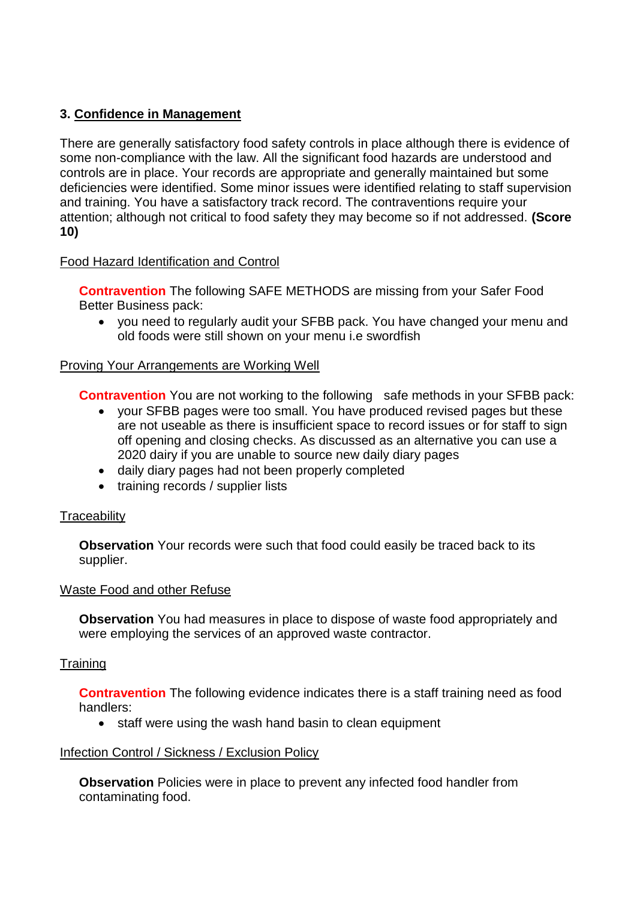### 3. Confidence in Management

There are generally satisfactory food safety controls in place although there is evidence of some non-compliance with the law. All the significant food hazards are understood and controls are in place. Your records are appropriate and generally maintained but some deficiencies were identified. Some minor issues were identified relating to staff supervision and training. You have a satisfactory track record. The contraventions require your attention; although not critical to food safety they may become so if not addressed. **(Score 10)**

Food Hazard Identification and Control

**Contravention** The following SAFE METHODS are missing from your Safer Food Better Business pack:

- you need to regularly audit your SFBB pack. You have changed your menu and old foods were still shown on your menu i.e swordfish

Proving Your Arrangements are Working Well

**Contravention** You are not working to the following safe methods in your SFBB pack:

- your SFBB pages were too small. You have produced revised pages but these are not useable as there is insufficient space to record issues or for staff to sign off opening and closing checks. As discussed as an alternative you can use a 2020 dairy if you are unable to source new daily diary pages
- daily diary pages had not been properly completed
- training records / supplier lists

Traceability

**Observation** Your records were such that food could easily be traced back to its supplier.

Waste Food and other Refuse

**Observation** You had measures in place to dispose of waste food appropriately and were employing the services of an approved waste contractor.

Training

**Contravention** The following evidence indicates there is a staff training need as food handlers:

- staff were using the wash hand basin to clean equipment

Infection Control / Sickness / Exclusion Policy

**Observation** Policies were in place to prevent any infected food handler from contaminating food.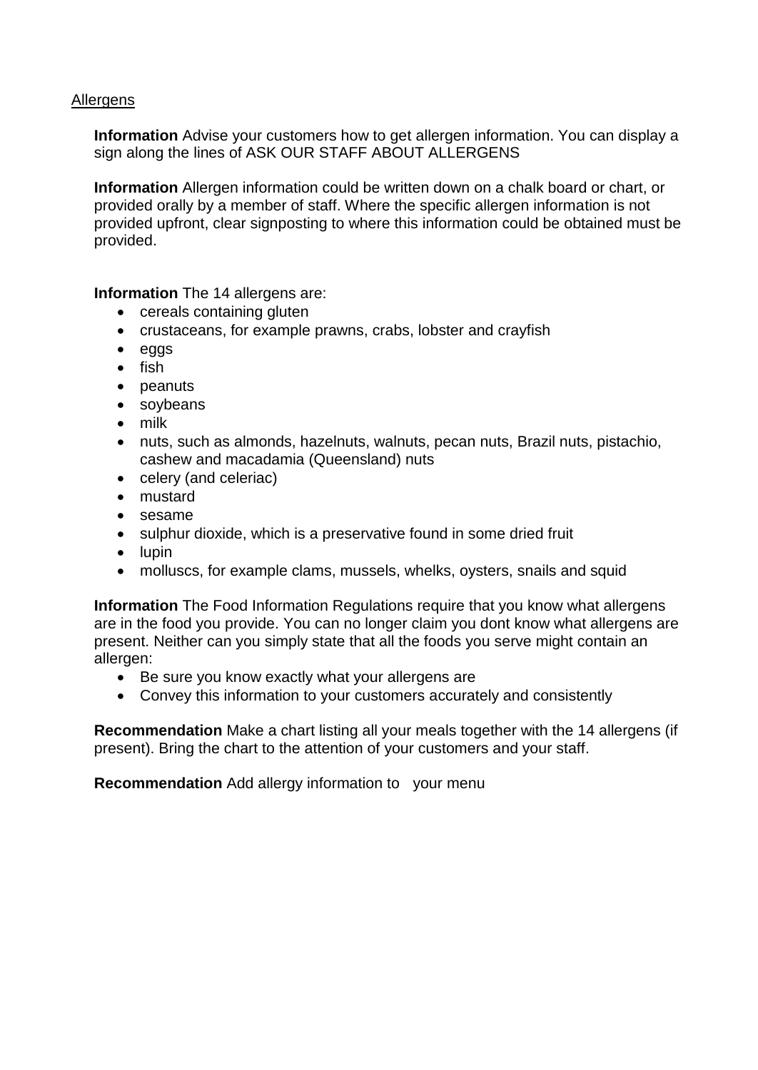Allergens

**Information** Advise your customers how to get allergen information. You can display a sign along the lines of ASK OUR STAFF ABOUT ALLERGENS

**Information** Allergen information could be written down on a chalk board or chart, or provided orally by a member of staff. Where the specific allergen information is not provided upfront, clear signposting to where this information could be obtained must be provided.

**Information** The 14 allergens are:

- cereals containing gluten
- crustaceans, for example prawns, crabs, lobster and crayfish
- eggs
- fish
- peanuts
- soybeans
- milk
- nuts, such as almonds, hazelnuts, walnuts, pecan nuts, Brazil nuts, pistachio, cashew and macadamia (Queensland) nuts
- celery (and celeriac)
- mustard
- sesame
- sulphur dioxide, which is a preservative found in some dried fruit
- lupin
- molluscs, for example clams, mussels, whelks, oysters, snails and squid

**Information** The Food Information Regulations require that you know what allergens are in the food you provide. You can no longer claim you dont know what allergens are present. Neither can you simply state that all the foods you serve might contain an allergen:

- Be sure you know exactly what your allergens are
- Convey this information to your customers accurately and consistently

**Recommendation** Make a chart listing all your meals together with the 14 allergens (if present). Bring the chart to the attention of your customers and your staff.

**Recommendation** Add allergy information to your menu